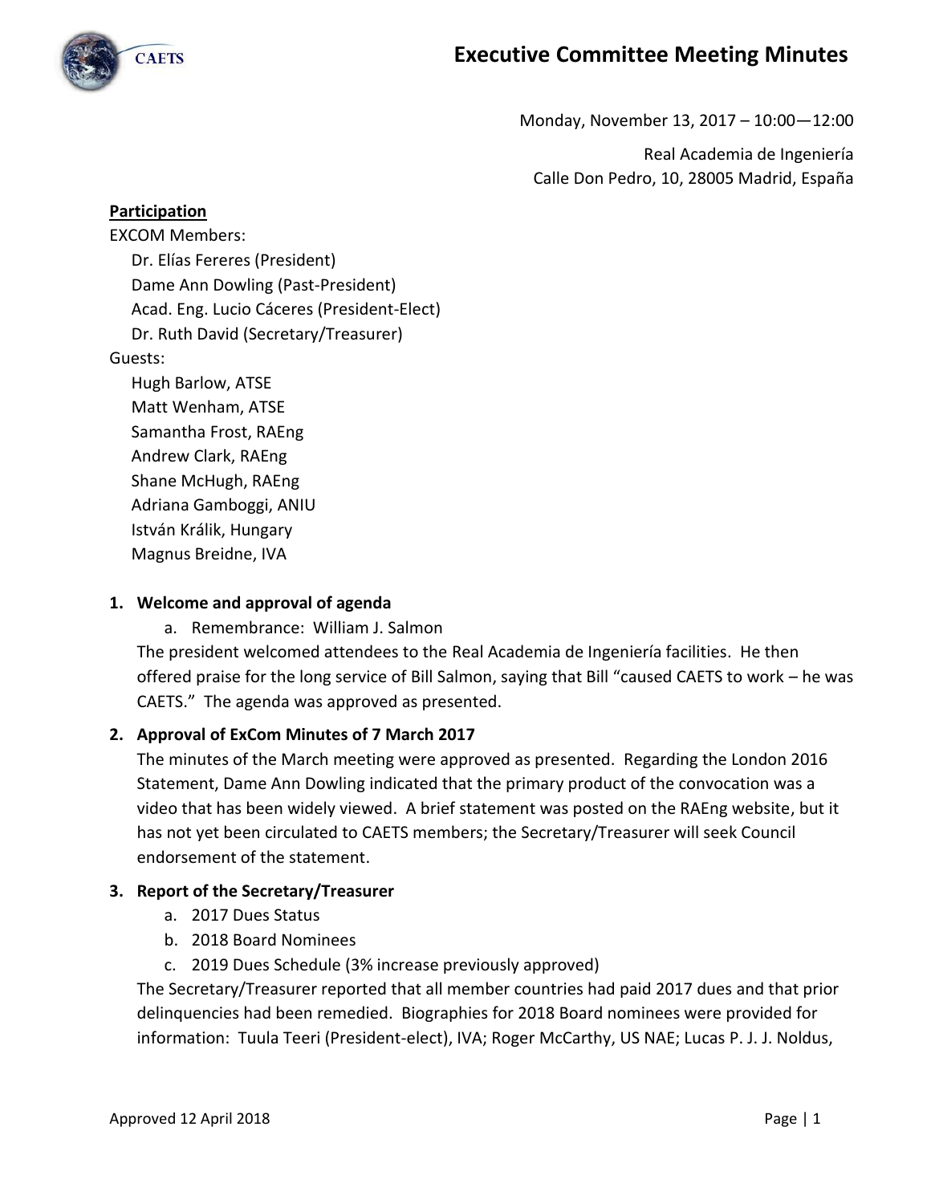# Executive Committee Meeting Minutes

Monday, November 13, 2017 – 10:00—12:00

Real Academia de Ingeniería
Calle Don Pedro, 10, 28005 Madrid, España

**Participation**

EXCOM Members:
- Dr. Elías Fereres (President)
- Dame Ann Dowling (Past-President)
- Acad. Eng. Lucio Cáceres (President-Elect)
- Dr. Ruth David (Secretary/Treasurer)

Guests:
- Hugh Barlow, ATSE
- Matt Wenham, ATSE
- Samantha Frost, RAEng
- Andrew Clark, RAEng
- Shane McHugh, RAEng
- Adriana Gamboggi, ANIU
- István Králik, Hungary
- Magnus Breidne, IVA

## 1. Welcome and approval of agenda

a. Remembrance: William J. Salmon

The president welcomed attendees to the Real Academia de Ingeniería facilities. He then offered praise for the long service of Bill Salmon, saying that Bill "caused CAETS to work – he was CAETS." The agenda was approved as presented.

## 2. Approval of ExCom Minutes of 7 March 2017

The minutes of the March meeting were approved as presented. Regarding the London 2016 Statement, Dame Ann Dowling indicated that the primary product of the convocation was a video that has been widely viewed. A brief statement was posted on the RAEng website, but it has not yet been circulated to CAETS members; the Secretary/Treasurer will seek Council endorsement of the statement.

## 3. Report of the Secretary/Treasurer

a. 2017 Dues Status
b. 2018 Board Nominees
c. 2019 Dues Schedule (3% increase previously approved)

The Secretary/Treasurer reported that all member countries had paid 2017 dues and that prior delinquencies had been remedied. Biographies for 2018 Board nominees were provided for information: Tuula Teeri (President-elect), IVA; Roger McCarthy, US NAE; Lucas P. J. J. Noldus,

Approved 12 April 2018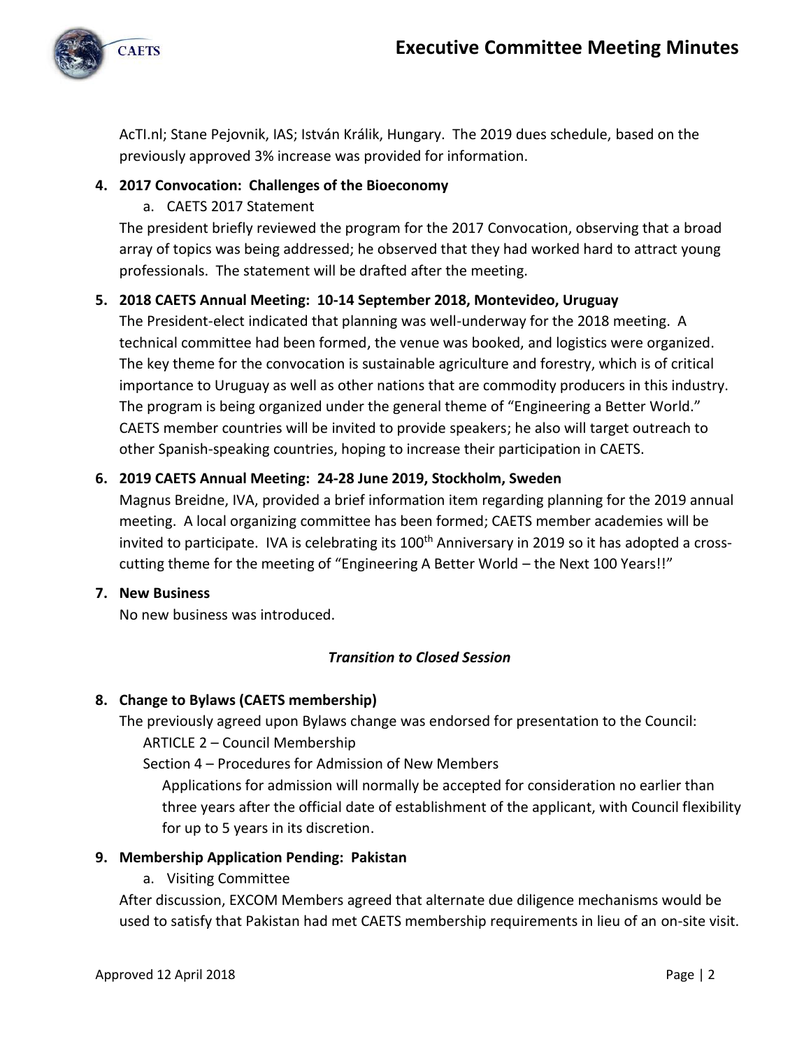AcTI.nl; Stane Pejovnik, IAS; István Králik, Hungary. The 2019 dues schedule, based on the previously approved 3% increase was provided for information.

**4. 2017 Convocation: Challenges of the Bioeconomy**

a. CAETS 2017 Statement

The president briefly reviewed the program for the 2017 Convocation, observing that a broad array of topics was being addressed; he observed that they had worked hard to attract young professionals. The statement will be drafted after the meeting.

**5. 2018 CAETS Annual Meeting: 10-14 September 2018, Montevideo, Uruguay**

The President-elect indicated that planning was well-underway for the 2018 meeting. A technical committee had been formed, the venue was booked, and logistics were organized. The key theme for the convocation is sustainable agriculture and forestry, which is of critical importance to Uruguay as well as other nations that are commodity producers in this industry. The program is being organized under the general theme of "Engineering a Better World." CAETS member countries will be invited to provide speakers; he also will target outreach to other Spanish-speaking countries, hoping to increase their participation in CAETS.

**6. 2019 CAETS Annual Meeting: 24-28 June 2019, Stockholm, Sweden**

Magnus Breidne, IVA, provided a brief information item regarding planning for the 2019 annual meeting. A local organizing committee has been formed; CAETS member academies will be invited to participate. IVA is celebrating its 100th Anniversary in 2019 so it has adopted a cross-cutting theme for the meeting of "Engineering A Better World – the Next 100 Years!!"

**7. New Business**

No new business was introduced.

***Transition to Closed Session***

**8. Change to Bylaws (CAETS membership)**

The previously agreed upon Bylaws change was endorsed for presentation to the Council:

ARTICLE 2 – Council Membership

Section 4 – Procedures for Admission of New Members

Applications for admission will normally be accepted for consideration no earlier than three years after the official date of establishment of the applicant, with Council flexibility for up to 5 years in its discretion.

**9. Membership Application Pending: Pakistan**

a. Visiting Committee

After discussion, EXCOM Members agreed that alternate due diligence mechanisms would be used to satisfy that Pakistan had met CAETS membership requirements in lieu of an on-site visit.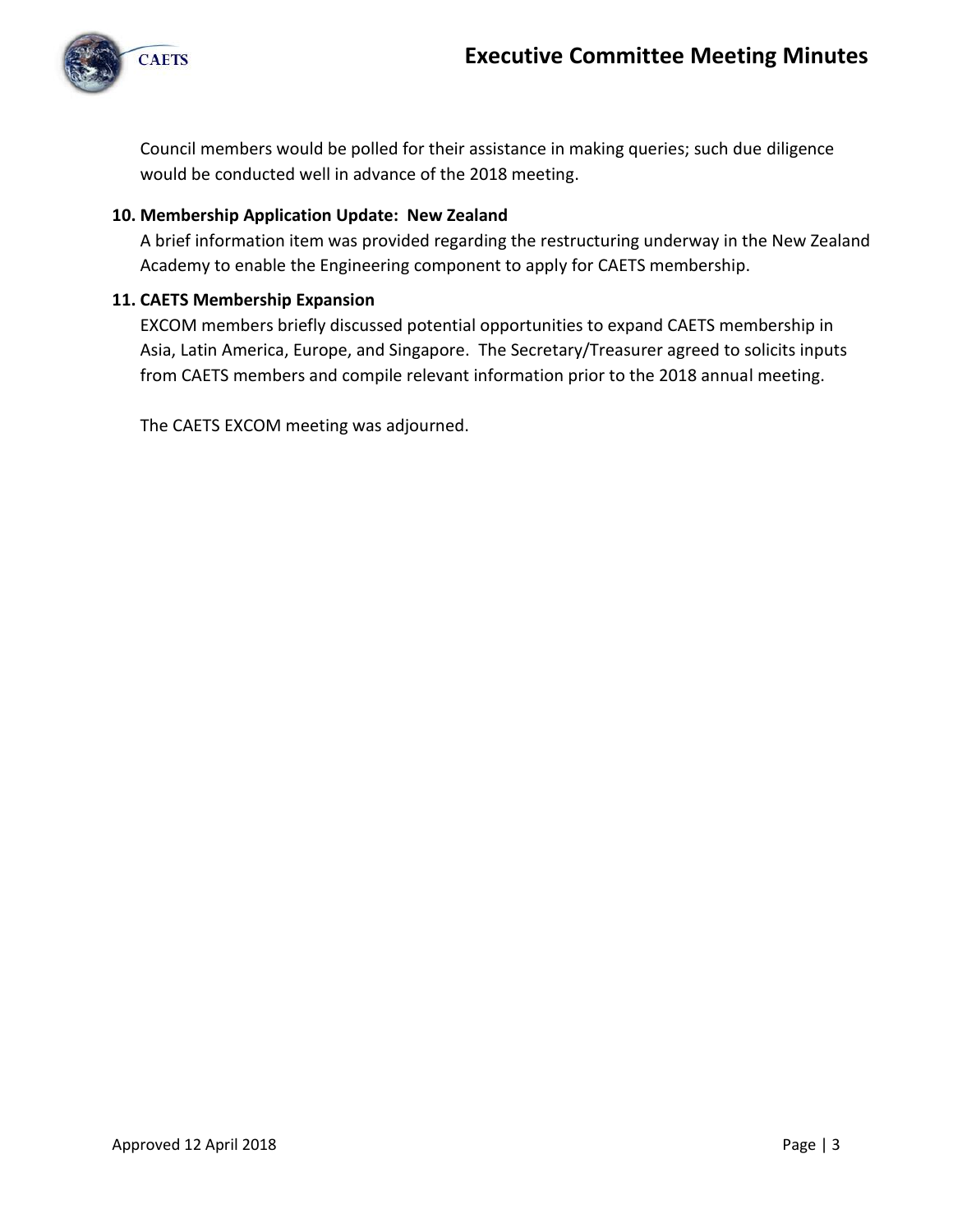Council members would be polled for their assistance in making queries; such due diligence would be conducted well in advance of the 2018 meeting.

**10. Membership Application Update: New Zealand**

A brief information item was provided regarding the restructuring underway in the New Zealand Academy to enable the Engineering component to apply for CAETS membership.

**11. CAETS Membership Expansion**

EXCOM members briefly discussed potential opportunities to expand CAETS membership in Asia, Latin America, Europe, and Singapore. The Secretary/Treasurer agreed to solicits inputs from CAETS members and compile relevant information prior to the 2018 annual meeting.

The CAETS EXCOM meeting was adjourned.

Approved 12 April 2018